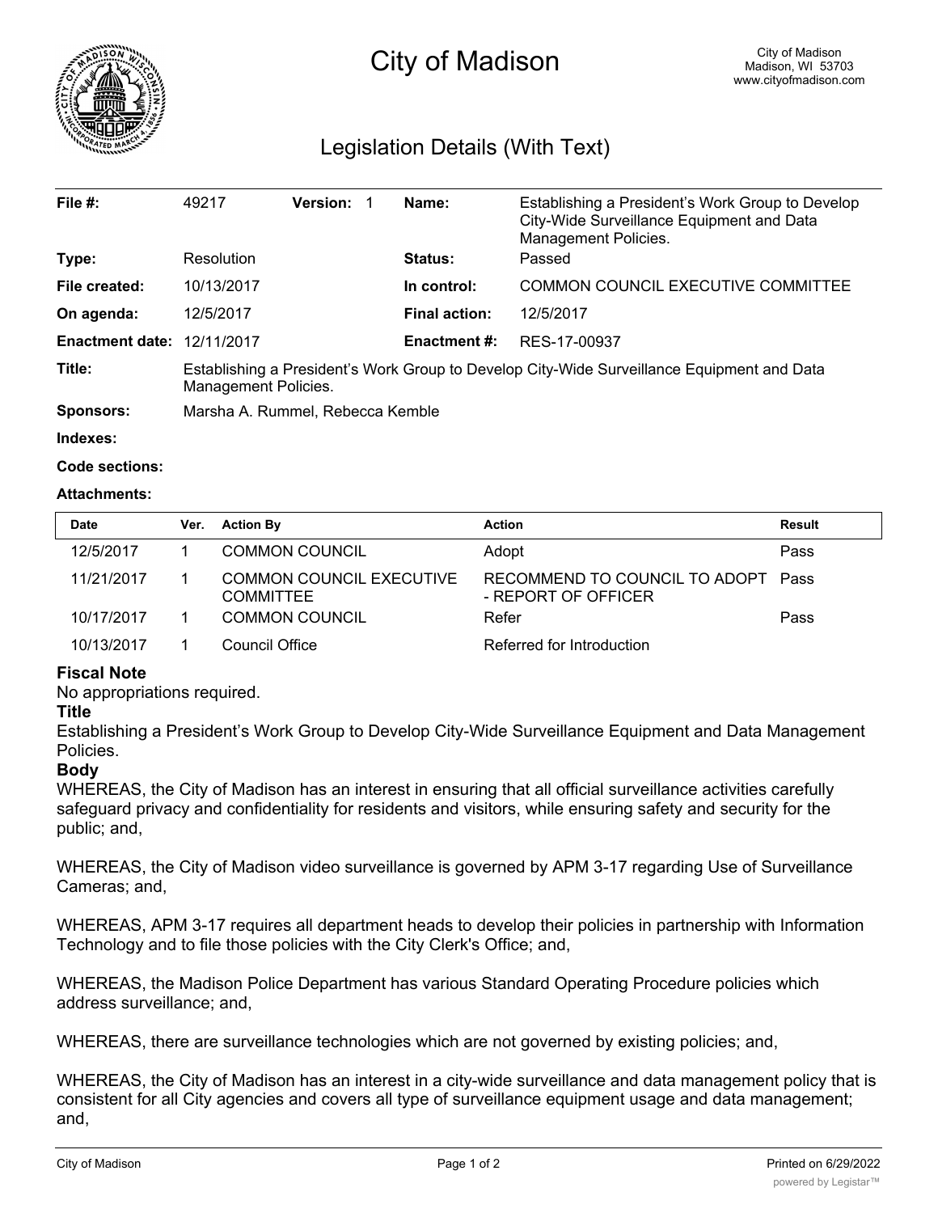# City of Madison

City of Madison
Madison, WI 53703
www.cityofmadison.com

## Legislation Details (With Text)

| | | | |
|---|---|---|---|
| **File #:** | 49217 **Version:** 1 | **Name:** | Establishing a President's Work Group to Develop City-Wide Surveillance Equipment and Data Management Policies. |
| **Type:** | Resolution | **Status:** | Passed |
| **File created:** | 10/13/2017 | **In control:** | COMMON COUNCIL EXECUTIVE COMMITTEE |
| **On agenda:** | 12/5/2017 | **Final action:** | 12/5/2017 |
| **Enactment date:** | 12/11/2017 | **Enactment #:** | RES-17-00937 |

**Title:** Establishing a President's Work Group to Develop City-Wide Surveillance Equipment and Data Management Policies.

**Sponsors:** Marsha A. Rummel, Rebecca Kemble

**Indexes:**

**Code sections:**

**Attachments:**

| Date | Ver. | Action By | Action | Result |
|---|---|---|---|---|
| 12/5/2017 | 1 | COMMON COUNCIL | Adopt | Pass |
| 11/21/2017 | 1 | COMMON COUNCIL EXECUTIVE COMMITTEE | RECOMMEND TO COUNCIL TO ADOPT - REPORT OF OFFICER | Pass |
| 10/17/2017 | 1 | COMMON COUNCIL | Refer | Pass |
| 10/13/2017 | 1 | Council Office | Referred for Introduction | |

**Fiscal Note**

No appropriations required.

**Title**

Establishing a President's Work Group to Develop City-Wide Surveillance Equipment and Data Management Policies.

**Body**

WHEREAS, the City of Madison has an interest in ensuring that all official surveillance activities carefully safeguard privacy and confidentiality for residents and visitors, while ensuring safety and security for the public; and,

WHEREAS, the City of Madison video surveillance is governed by APM 3-17 regarding Use of Surveillance Cameras; and,

WHEREAS, APM 3-17 requires all department heads to develop their policies in partnership with Information Technology and to file those policies with the City Clerk's Office; and,

WHEREAS, the Madison Police Department has various Standard Operating Procedure policies which address surveillance; and,

WHEREAS, there are surveillance technologies which are not governed by existing policies; and,

WHEREAS, the City of Madison has an interest in a city-wide surveillance and data management policy that is consistent for all City agencies and covers all type of surveillance equipment usage and data management; and,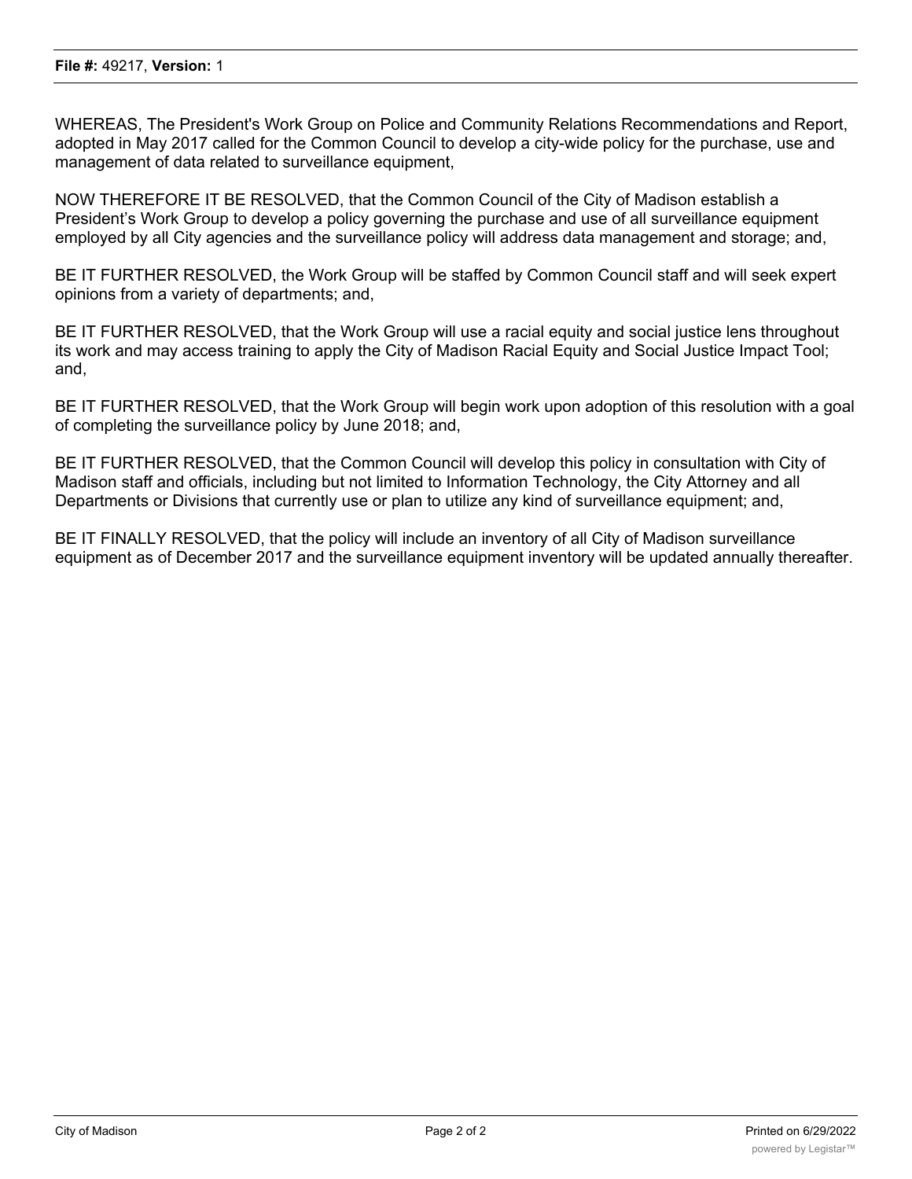**File #:** 49217, **Version:** 1

WHEREAS, The President's Work Group on Police and Community Relations Recommendations and Report, adopted in May 2017 called for the Common Council to develop a city-wide policy for the purchase, use and management of data related to surveillance equipment,

NOW THEREFORE IT BE RESOLVED, that the Common Council of the City of Madison establish a President's Work Group to develop a policy governing the purchase and use of all surveillance equipment employed by all City agencies and the surveillance policy will address data management and storage; and,

BE IT FURTHER RESOLVED, the Work Group will be staffed by Common Council staff and will seek expert opinions from a variety of departments; and,

BE IT FURTHER RESOLVED, that the Work Group will use a racial equity and social justice lens throughout its work and may access training to apply the City of Madison Racial Equity and Social Justice Impact Tool; and,

BE IT FURTHER RESOLVED, that the Work Group will begin work upon adoption of this resolution with a goal of completing the surveillance policy by June 2018; and,

BE IT FURTHER RESOLVED, that the Common Council will develop this policy in consultation with City of Madison staff and officials, including but not limited to Information Technology, the City Attorney and all Departments or Divisions that currently use or plan to utilize any kind of surveillance equipment; and,

BE IT FINALLY RESOLVED, that the policy will include an inventory of all City of Madison surveillance equipment as of December 2017 and the surveillance equipment inventory will be updated annually thereafter.